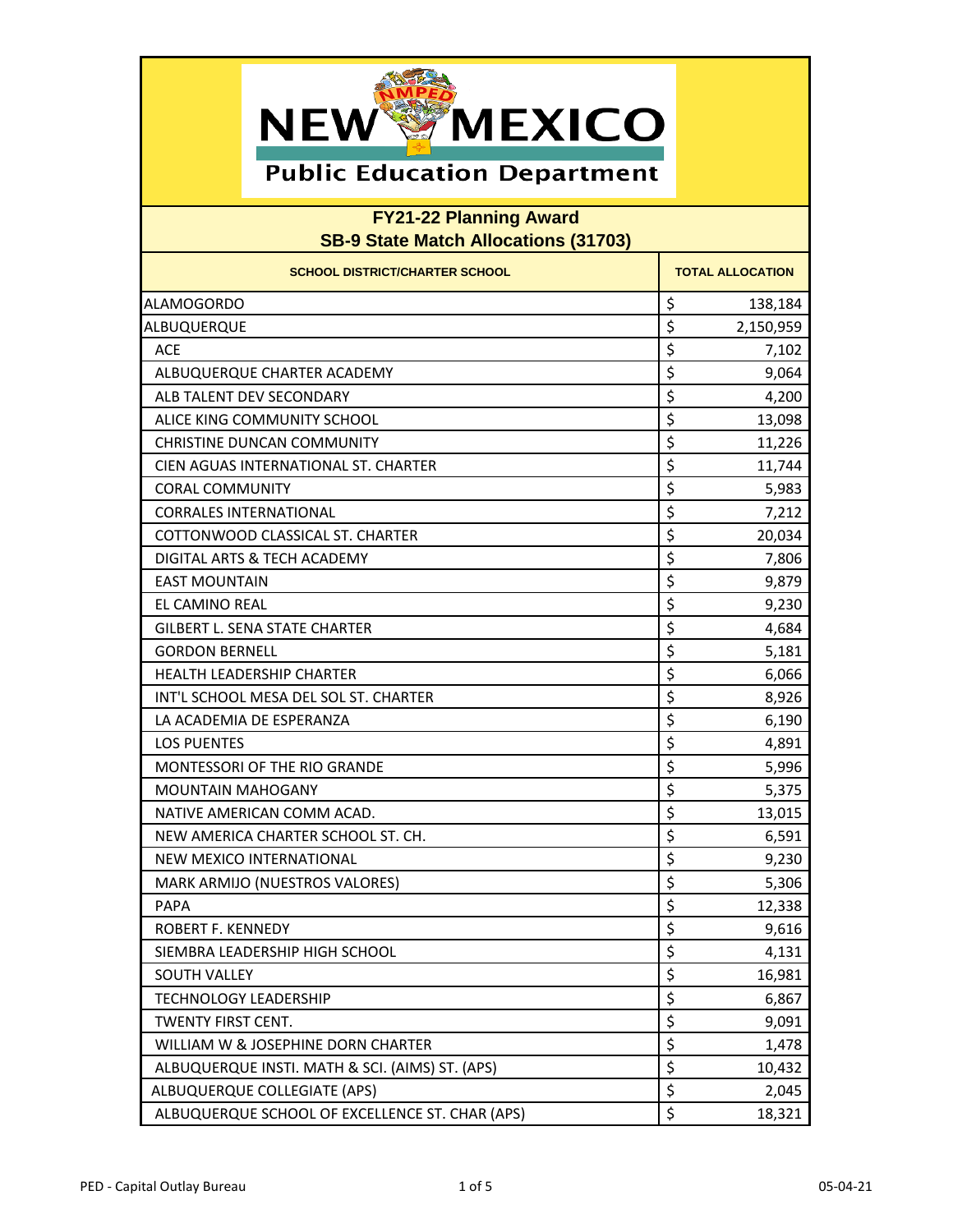# New Mexico Public Education Department

## FY21-22 Planning Award
## SB-9 State Match Allocations (31703)

| SCHOOL DISTRICT/CHARTER SCHOOL | TOTAL ALLOCATION |
|---|---|
| ALAMOGORDO | $ 138,184 |
| ALBUQUERQUE | $ 2,150,959 |
| ACE | $ 7,102 |
| ALBUQUERQUE CHARTER ACADEMY | $ 9,064 |
| ALB TALENT DEV SECONDARY | $ 4,200 |
| ALICE KING COMMUNITY SCHOOL | $ 13,098 |
| CHRISTINE DUNCAN COMMUNITY | $ 11,226 |
| CIEN AGUAS INTERNATIONAL ST. CHARTER | $ 11,744 |
| CORAL COMMUNITY | $ 5,983 |
| CORRALES INTERNATIONAL | $ 7,212 |
| COTTONWOOD CLASSICAL ST. CHARTER | $ 20,034 |
| DIGITAL ARTS & TECH ACADEMY | $ 7,806 |
| EAST MOUNTAIN | $ 9,879 |
| EL CAMINO REAL | $ 9,230 |
| GILBERT L. SENA STATE CHARTER | $ 4,684 |
| GORDON BERNELL | $ 5,181 |
| HEALTH LEADERSHIP CHARTER | $ 6,066 |
| INT'L SCHOOL MESA DEL SOL ST. CHARTER | $ 8,926 |
| LA ACADEMIA DE ESPERANZA | $ 6,190 |
| LOS PUENTES | $ 4,891 |
| MONTESSORI OF THE RIO GRANDE | $ 5,996 |
| MOUNTAIN MAHOGANY | $ 5,375 |
| NATIVE AMERICAN COMM ACAD. | $ 13,015 |
| NEW AMERICA CHARTER SCHOOL ST. CH. | $ 6,591 |
| NEW MEXICO INTERNATIONAL | $ 9,230 |
| MARK ARMIJO (NUESTROS VALORES) | $ 5,306 |
| PAPA | $ 12,338 |
| ROBERT F. KENNEDY | $ 9,616 |
| SIEMBRA LEADERSHIP HIGH SCHOOL | $ 4,131 |
| SOUTH VALLEY | $ 16,981 |
| TECHNOLOGY LEADERSHIP | $ 6,867 |
| TWENTY FIRST CENT. | $ 9,091 |
| WILLIAM W & JOSEPHINE DORN CHARTER | $ 1,478 |
| ALBUQUERQUE INSTI. MATH & SCI. (AIMS) ST. (APS) | $ 10,432 |
| ALBUQUERQUE COLLEGIATE (APS) | $ 2,045 |
| ALBUQUERQUE SCHOOL OF EXCELLENCE ST. CHAR (APS) | $ 18,321 |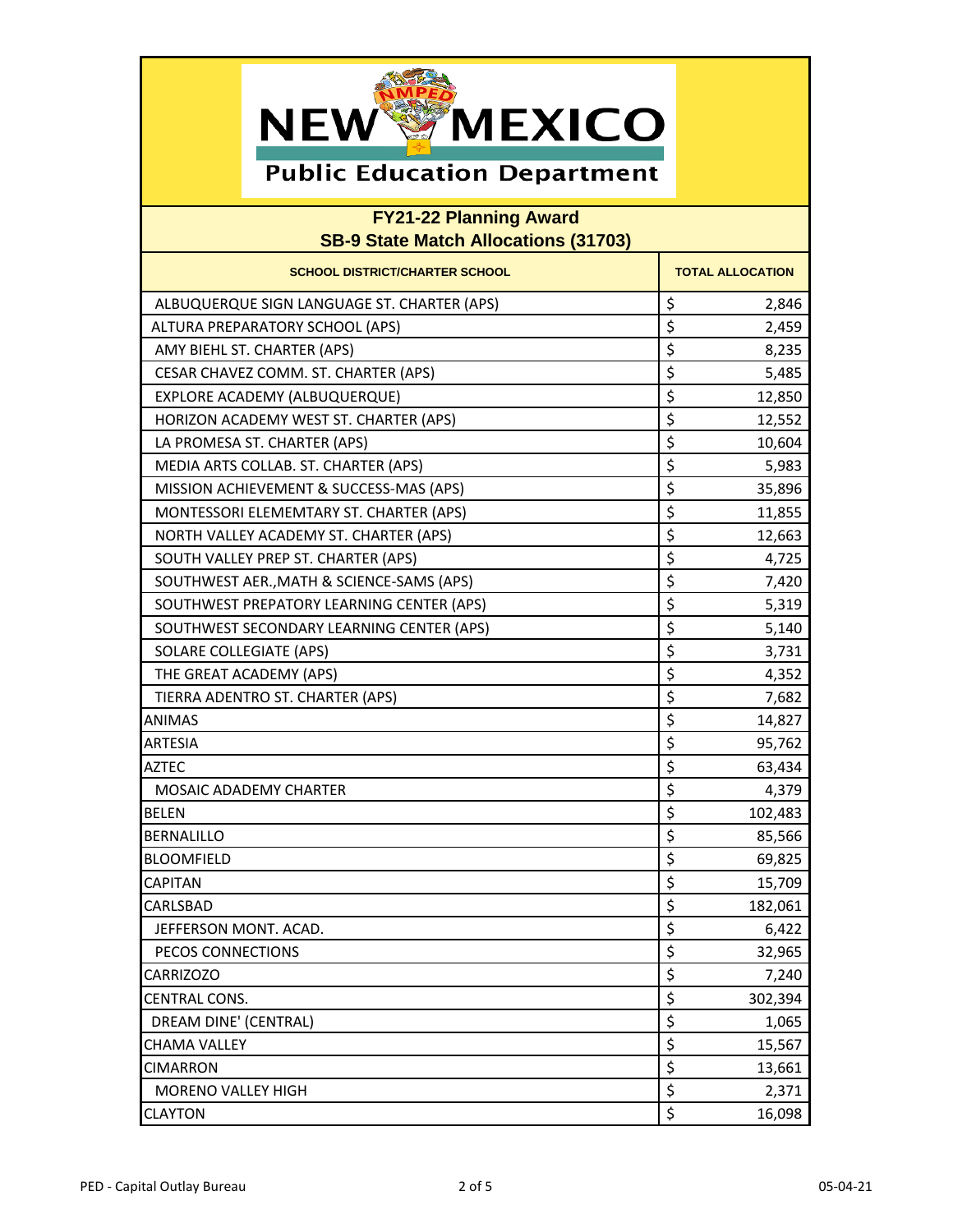# New Mexico Public Education Department

## FY21-22 Planning Award
## SB-9 State Match Allocations (31703)

| SCHOOL DISTRICT/CHARTER SCHOOL | TOTAL ALLOCATION |
|---|---|
| ALBUQUERQUE SIGN LANGUAGE ST. CHARTER (APS) | $ 2,846 |
| ALTURA PREPARATORY SCHOOL (APS) | $ 2,459 |
| AMY BIEHL ST. CHARTER (APS) | $ 8,235 |
| CESAR CHAVEZ COMM. ST. CHARTER (APS) | $ 5,485 |
| EXPLORE ACADEMY (ALBUQUERQUE) | $ 12,850 |
| HORIZON ACADEMY WEST ST. CHARTER (APS) | $ 12,552 |
| LA PROMESA ST. CHARTER (APS) | $ 10,604 |
| MEDIA ARTS COLLAB. ST. CHARTER (APS) | $ 5,983 |
| MISSION ACHIEVEMENT & SUCCESS-MAS (APS) | $ 35,896 |
| MONTESSORI ELEMEMTARY ST. CHARTER (APS) | $ 11,855 |
| NORTH VALLEY ACADEMY ST. CHARTER (APS) | $ 12,663 |
| SOUTH VALLEY PREP ST. CHARTER (APS) | $ 4,725 |
| SOUTHWEST AER.,MATH & SCIENCE-SAMS (APS) | $ 7,420 |
| SOUTHWEST PREPATORY LEARNING CENTER (APS) | $ 5,319 |
| SOUTHWEST SECONDARY LEARNING CENTER (APS) | $ 5,140 |
| SOLARE COLLEGIATE (APS) | $ 3,731 |
| THE GREAT ACADEMY (APS) | $ 4,352 |
| TIERRA ADENTRO ST. CHARTER (APS) | $ 7,682 |
| ANIMAS | $ 14,827 |
| ARTESIA | $ 95,762 |
| AZTEC | $ 63,434 |
| MOSAIC ADADEMY CHARTER | $ 4,379 |
| BELEN | $ 102,483 |
| BERNALILLO | $ 85,566 |
| BLOOMFIELD | $ 69,825 |
| CAPITAN | $ 15,709 |
| CARLSBAD | $ 182,061 |
| JEFFERSON MONT. ACAD. | $ 6,422 |
| PECOS CONNECTIONS | $ 32,965 |
| CARRIZOZO | $ 7,240 |
| CENTRAL CONS. | $ 302,394 |
| DREAM DINE' (CENTRAL) | $ 1,065 |
| CHAMA VALLEY | $ 15,567 |
| CIMARRON | $ 13,661 |
| MORENO VALLEY HIGH | $ 2,371 |
| CLAYTON | $ 16,098 |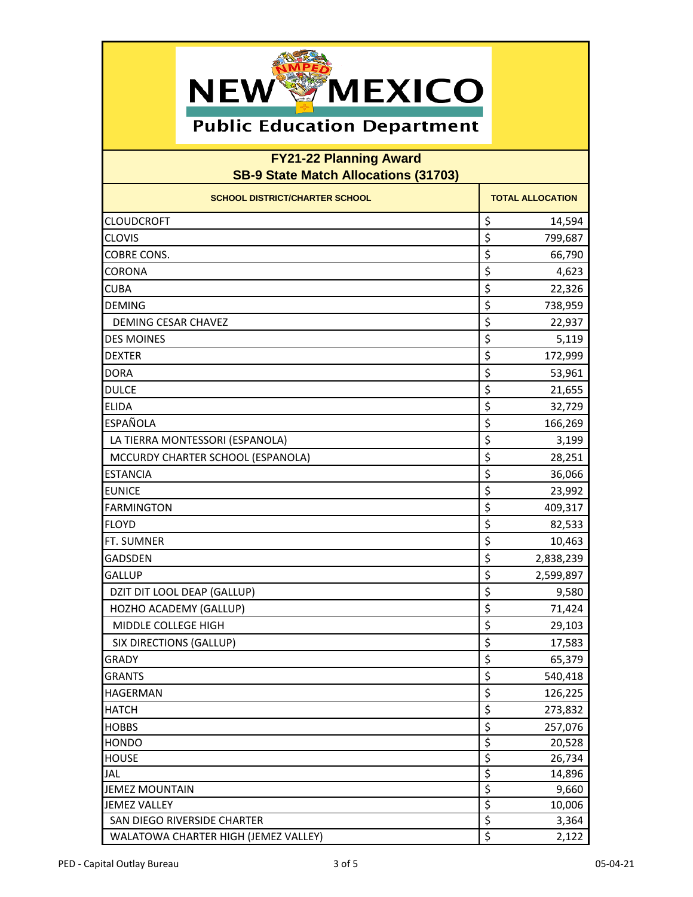# New Mexico Public Education Department

## FY21-22 Planning Award
## SB-9 State Match Allocations (31703)

| SCHOOL DISTRICT/CHARTER SCHOOL | TOTAL ALLOCATION |
|---|---|
| CLOUDCROFT | $ 14,594 |
| CLOVIS | $ 799,687 |
| COBRE CONS. | $ 66,790 |
| CORONA | $ 4,623 |
| CUBA | $ 22,326 |
| DEMING | $ 738,959 |
| DEMING CESAR CHAVEZ | $ 22,937 |
| DES MOINES | $ 5,119 |
| DEXTER | $ 172,999 |
| DORA | $ 53,961 |
| DULCE | $ 21,655 |
| ELIDA | $ 32,729 |
| ESPAÑOLA | $ 166,269 |
| LA TIERRA MONTESSORI (ESPANOLA) | $ 3,199 |
| MCCURDY CHARTER SCHOOL (ESPANOLA) | $ 28,251 |
| ESTANCIA | $ 36,066 |
| EUNICE | $ 23,992 |
| FARMINGTON | $ 409,317 |
| FLOYD | $ 82,533 |
| FT. SUMNER | $ 10,463 |
| GADSDEN | $ 2,838,239 |
| GALLUP | $ 2,599,897 |
| DZIT DIT LOOL DEAP (GALLUP) | $ 9,580 |
| HOZHO ACADEMY (GALLUP) | $ 71,424 |
| MIDDLE COLLEGE HIGH | $ 29,103 |
| SIX DIRECTIONS (GALLUP) | $ 17,583 |
| GRADY | $ 65,379 |
| GRANTS | $ 540,418 |
| HAGERMAN | $ 126,225 |
| HATCH | $ 273,832 |
| HOBBS | $ 257,076 |
| HONDO | $ 20,528 |
| HOUSE | $ 26,734 |
| JAL | $ 14,896 |
| JEMEZ MOUNTAIN | $ 9,660 |
| JEMEZ VALLEY | $ 10,006 |
| SAN DIEGO RIVERSIDE CHARTER | $ 3,364 |
| WALATOWA CHARTER HIGH (JEMEZ VALLEY) | $ 2,122 |

PED - Capital Outlay Bureau — 05-04-21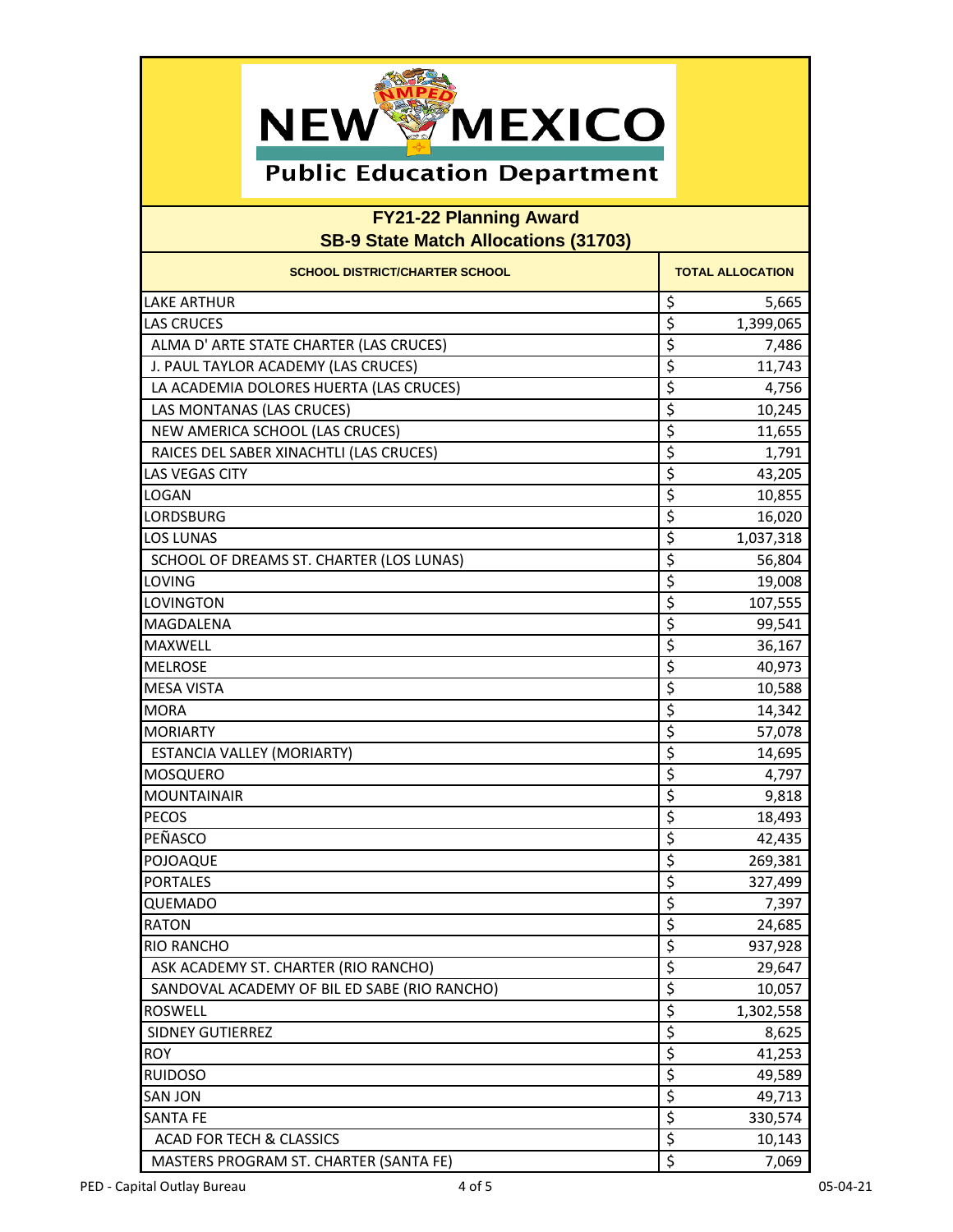# NEW MEXICO Public Education Department

## FY21-22 Planning Award
## SB-9 State Match Allocations (31703)

| SCHOOL DISTRICT/CHARTER SCHOOL | TOTAL ALLOCATION |
|---|---|
| LAKE ARTHUR | $ 5,665 |
| LAS CRUCES | $ 1,399,065 |
| ALMA D' ARTE STATE CHARTER (LAS CRUCES) | $ 7,486 |
| J. PAUL TAYLOR ACADEMY (LAS CRUCES) | $ 11,743 |
| LA ACADEMIA DOLORES HUERTA (LAS CRUCES) | $ 4,756 |
| LAS MONTANAS (LAS CRUCES) | $ 10,245 |
| NEW AMERICA SCHOOL (LAS CRUCES) | $ 11,655 |
| RAICES DEL SABER XINACHTLI (LAS CRUCES) | $ 1,791 |
| LAS VEGAS CITY | $ 43,205 |
| LOGAN | $ 10,855 |
| LORDSBURG | $ 16,020 |
| LOS LUNAS | $ 1,037,318 |
| SCHOOL OF DREAMS ST. CHARTER (LOS LUNAS) | $ 56,804 |
| LOVING | $ 19,008 |
| LOVINGTON | $ 107,555 |
| MAGDALENA | $ 99,541 |
| MAXWELL | $ 36,167 |
| MELROSE | $ 40,973 |
| MESA VISTA | $ 10,588 |
| MORA | $ 14,342 |
| MORIARTY | $ 57,078 |
| ESTANCIA VALLEY (MORIARTY) | $ 14,695 |
| MOSQUERO | $ 4,797 |
| MOUNTAINAIR | $ 9,818 |
| PECOS | $ 18,493 |
| PEÑASCO | $ 42,435 |
| POJOAQUE | $ 269,381 |
| PORTALES | $ 327,499 |
| QUEMADO | $ 7,397 |
| RATON | $ 24,685 |
| RIO RANCHO | $ 937,928 |
| ASK ACADEMY ST. CHARTER (RIO RANCHO) | $ 29,647 |
| SANDOVAL ACADEMY OF BIL ED SABE (RIO RANCHO) | $ 10,057 |
| ROSWELL | $ 1,302,558 |
| SIDNEY GUTIERREZ | $ 8,625 |
| ROY | $ 41,253 |
| RUIDOSO | $ 49,589 |
| SAN JON | $ 49,713 |
| SANTA FE | $ 330,574 |
| ACAD FOR TECH & CLASSICS | $ 10,143 |
| MASTERS PROGRAM ST. CHARTER (SANTA FE) | $ 7,069 |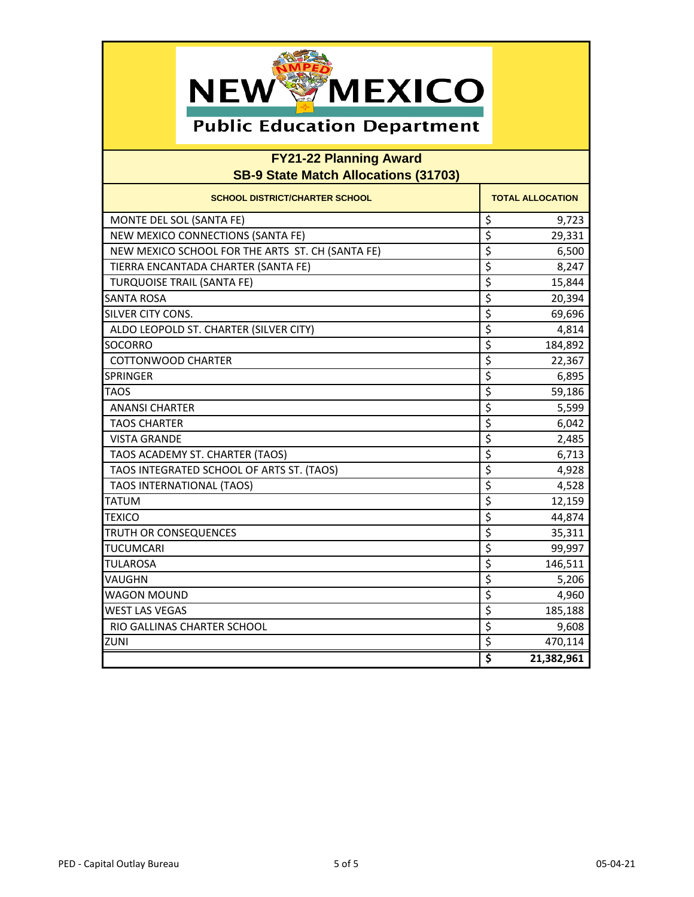NEW MEXICO

Public Education Department

## FY21-22 Planning Award
## SB-9 State Match Allocations (31703)

| SCHOOL DISTRICT/CHARTER SCHOOL | TOTAL ALLOCATION |
|---|---|
| MONTE DEL SOL (SANTA FE) | $ 9,723 |
| NEW MEXICO CONNECTIONS (SANTA FE) | $ 29,331 |
| NEW MEXICO SCHOOL FOR THE ARTS ST. CH (SANTA FE) | $ 6,500 |
| TIERRA ENCANTADA CHARTER (SANTA FE) | $ 8,247 |
| TURQUOISE TRAIL (SANTA FE) | $ 15,844 |
| SANTA ROSA | $ 20,394 |
| SILVER CITY CONS. | $ 69,696 |
| ALDO LEOPOLD ST. CHARTER (SILVER CITY) | $ 4,814 |
| SOCORRO | $ 184,892 |
| COTTONWOOD CHARTER | $ 22,367 |
| SPRINGER | $ 6,895 |
| TAOS | $ 59,186 |
| ANANSI CHARTER | $ 5,599 |
| TAOS CHARTER | $ 6,042 |
| VISTA GRANDE | $ 2,485 |
| TAOS ACADEMY ST. CHARTER (TAOS) | $ 6,713 |
| TAOS INTEGRATED SCHOOL OF ARTS ST. (TAOS) | $ 4,928 |
| TAOS INTERNATIONAL (TAOS) | $ 4,528 |
| TATUM | $ 12,159 |
| TEXICO | $ 44,874 |
| TRUTH OR CONSEQUENCES | $ 35,311 |
| TUCUMCARI | $ 99,997 |
| TULAROSA | $ 146,511 |
| VAUGHN | $ 5,206 |
| WAGON MOUND | $ 4,960 |
| WEST LAS VEGAS | $ 185,188 |
| RIO GALLINAS CHARTER SCHOOL | $ 9,608 |
| ZUNI | $ 470,114 |
| | **$ 21,382,961** |

PED - Capital Outlay Bureau 05-04-21